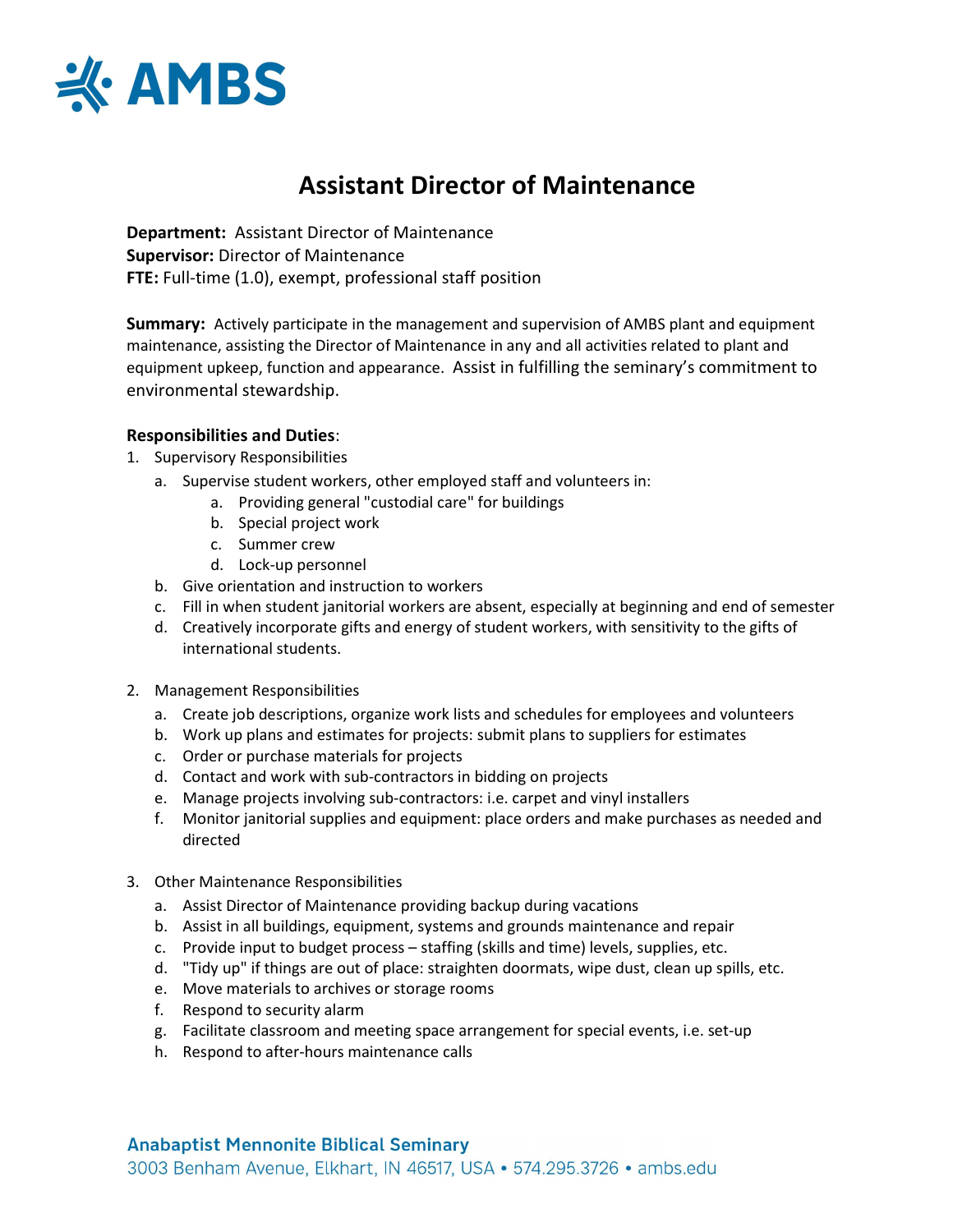AMBS

# Assistant Director of Maintenance

**Department:** Assistant Director of Maintenance
**Supervisor:** Director of Maintenance
**FTE:** Full-time (1.0), exempt, professional staff position

**Summary:** Actively participate in the management and supervision of AMBS plant and equipment maintenance, assisting the Director of Maintenance in any and all activities related to plant and equipment upkeep, function and appearance. Assist in fulfilling the seminary's commitment to environmental stewardship.

**Responsibilities and Duties**:

1. Supervisory Responsibilities
   a. Supervise student workers, other employed staff and volunteers in:
      a. Providing general "custodial care" for buildings
      b. Special project work
      c. Summer crew
      d. Lock-up personnel
   b. Give orientation and instruction to workers
   c. Fill in when student janitorial workers are absent, especially at beginning and end of semester
   d. Creatively incorporate gifts and energy of student workers, with sensitivity to the gifts of international students.

2. Management Responsibilities
   a. Create job descriptions, organize work lists and schedules for employees and volunteers
   b. Work up plans and estimates for projects: submit plans to suppliers for estimates
   c. Order or purchase materials for projects
   d. Contact and work with sub-contractors in bidding on projects
   e. Manage projects involving sub-contractors: i.e. carpet and vinyl installers
   f. Monitor janitorial supplies and equipment: place orders and make purchases as needed and directed

3. Other Maintenance Responsibilities
   a. Assist Director of Maintenance providing backup during vacations
   b. Assist in all buildings, equipment, systems and grounds maintenance and repair
   c. Provide input to budget process – staffing (skills and time) levels, supplies, etc.
   d. "Tidy up" if things are out of place: straighten doormats, wipe dust, clean up spills, etc.
   e. Move materials to archives or storage rooms
   f. Respond to security alarm
   g. Facilitate classroom and meeting space arrangement for special events, i.e. set-up
   h. Respond to after-hours maintenance calls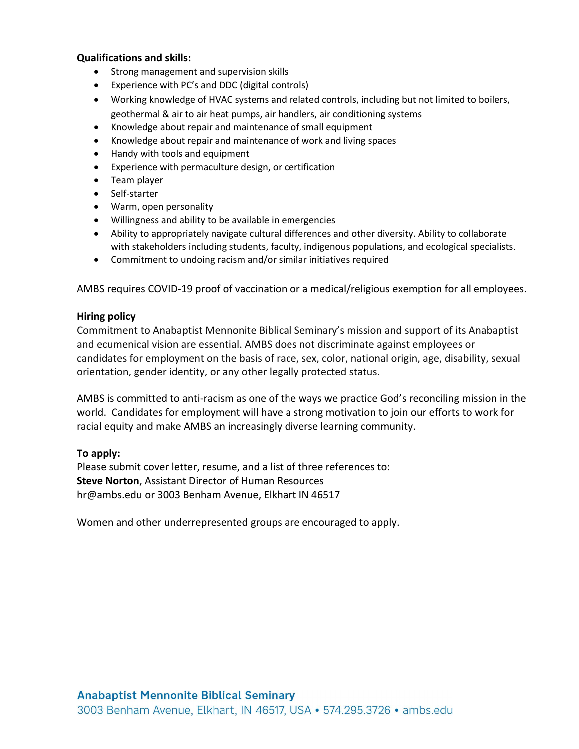**Qualifications and skills:**

- Strong management and supervision skills
- Experience with PC's and DDC (digital controls)
- Working knowledge of HVAC systems and related controls, including but not limited to boilers, geothermal & air to air heat pumps, air handlers, air conditioning systems
- Knowledge about repair and maintenance of small equipment
- Knowledge about repair and maintenance of work and living spaces
- Handy with tools and equipment
- Experience with permaculture design, or certification
- Team player
- Self-starter
- Warm, open personality
- Willingness and ability to be available in emergencies
- Ability to appropriately navigate cultural differences and other diversity. Ability to collaborate with stakeholders including students, faculty, indigenous populations, and ecological specialists.
- Commitment to undoing racism and/or similar initiatives required

AMBS requires COVID-19 proof of vaccination or a medical/religious exemption for all employees.

**Hiring policy**

Commitment to Anabaptist Mennonite Biblical Seminary's mission and support of its Anabaptist and ecumenical vision are essential. AMBS does not discriminate against employees or candidates for employment on the basis of race, sex, color, national origin, age, disability, sexual orientation, gender identity, or any other legally protected status.

AMBS is committed to anti-racism as one of the ways we practice God's reconciling mission in the world. Candidates for employment will have a strong motivation to join our efforts to work for racial equity and make AMBS an increasingly diverse learning community.

**To apply:**

Please submit cover letter, resume, and a list of three references to:
**Steve Norton**, Assistant Director of Human Resources
hr@ambs.edu or 3003 Benham Avenue, Elkhart IN 46517

Women and other underrepresented groups are encouraged to apply.

**Anabaptist Mennonite Biblical Seminary**
3003 Benham Avenue, Elkhart, IN 46517, USA • 574.295.3726 • ambs.edu